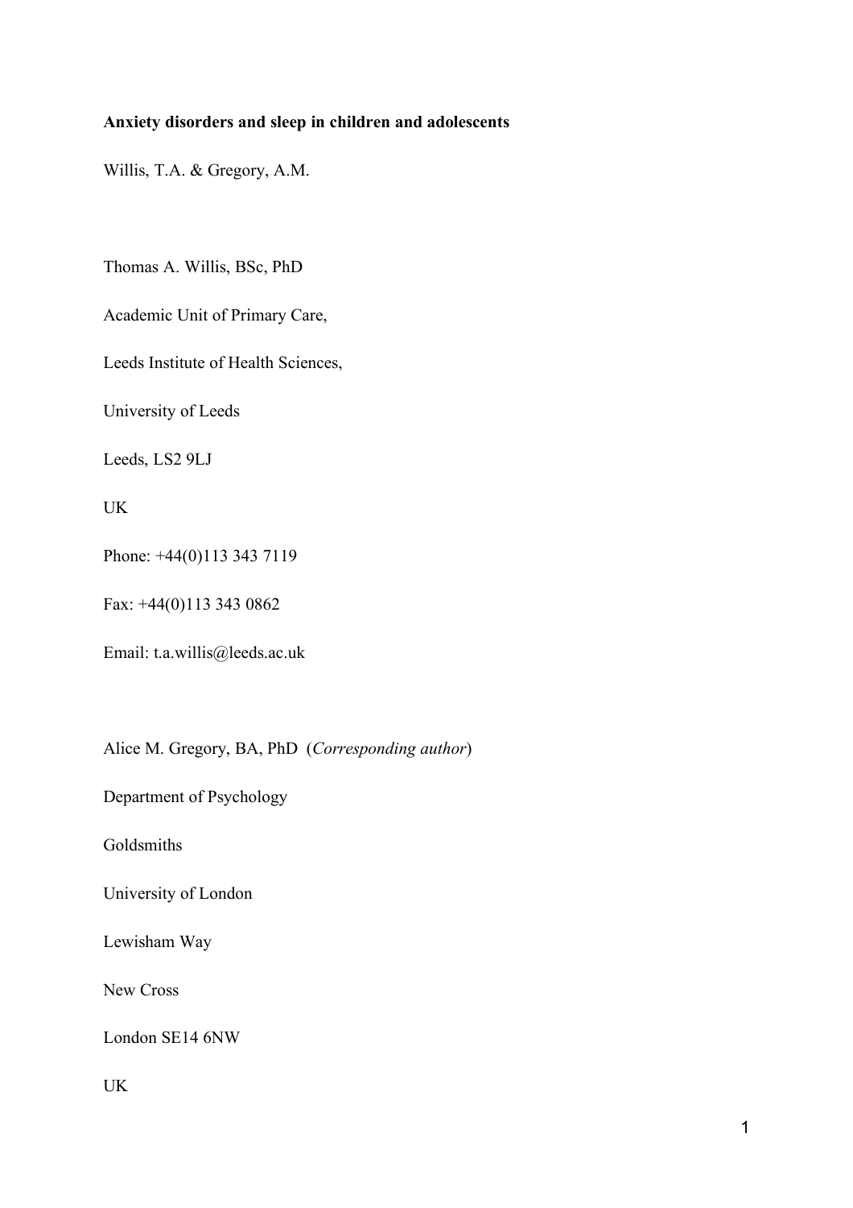**Anxiety disorders and sleep in children and adolescents**

Willis, T.A. & Gregory, A.M.

Thomas A. Willis, BSc, PhD

Academic Unit of Primary Care,

Leeds Institute of Health Sciences,

University of Leeds

Leeds, LS2 9LJ

UK

Phone: +44(0)113 343 7119

Fax: +44(0)113 343 0862

Email: t.a.willis@leeds.ac.uk

Alice M. Gregory, BA, PhD (*Corresponding author*)

Department of Psychology

Goldsmiths

University of London

Lewisham Way

New Cross

London SE14 6NW

UK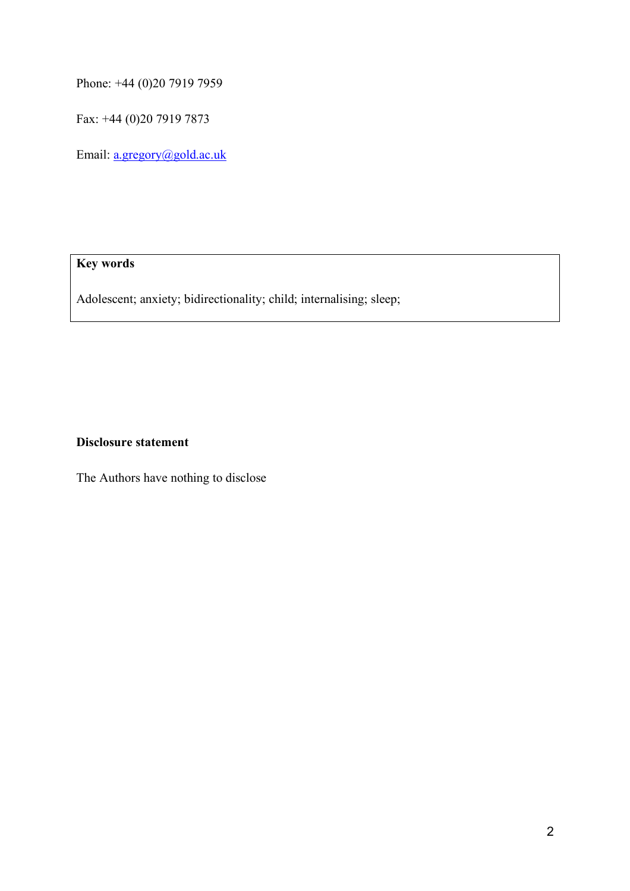Phone: +44 (0)20 7919 7959

Fax: +44 (0)20 7919 7873

Email: a.gregory@gold.ac.uk

**Key words**

Adolescent; anxiety; bidirectionality; child; internalising; sleep;

**Disclosure statement**

The Authors have nothing to disclose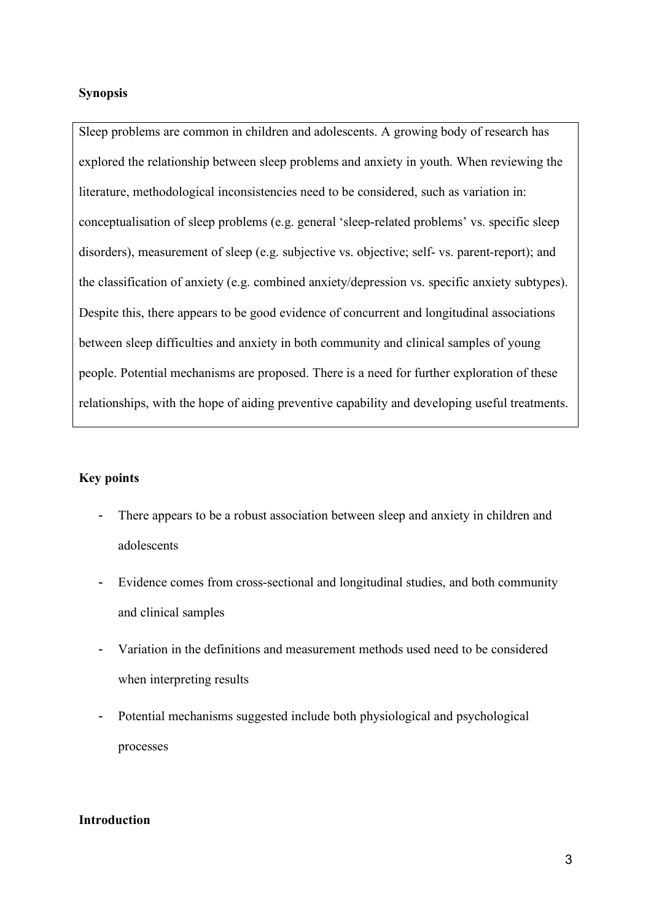**Synopsis**

Sleep problems are common in children and adolescents. A growing body of research has explored the relationship between sleep problems and anxiety in youth. When reviewing the literature, methodological inconsistencies need to be considered, such as variation in: conceptualisation of sleep problems (e.g. general 'sleep-related problems' vs. specific sleep disorders), measurement of sleep (e.g. subjective vs. objective; self- vs. parent-report); and the classification of anxiety (e.g. combined anxiety/depression vs. specific anxiety subtypes). Despite this, there appears to be good evidence of concurrent and longitudinal associations between sleep difficulties and anxiety in both community and clinical samples of young people. Potential mechanisms are proposed. There is a need for further exploration of these relationships, with the hope of aiding preventive capability and developing useful treatments.

**Key points**

- There appears to be a robust association between sleep and anxiety in children and adolescents
- Evidence comes from cross-sectional and longitudinal studies, and both community and clinical samples
- Variation in the definitions and measurement methods used need to be considered when interpreting results
- Potential mechanisms suggested include both physiological and psychological processes

**Introduction**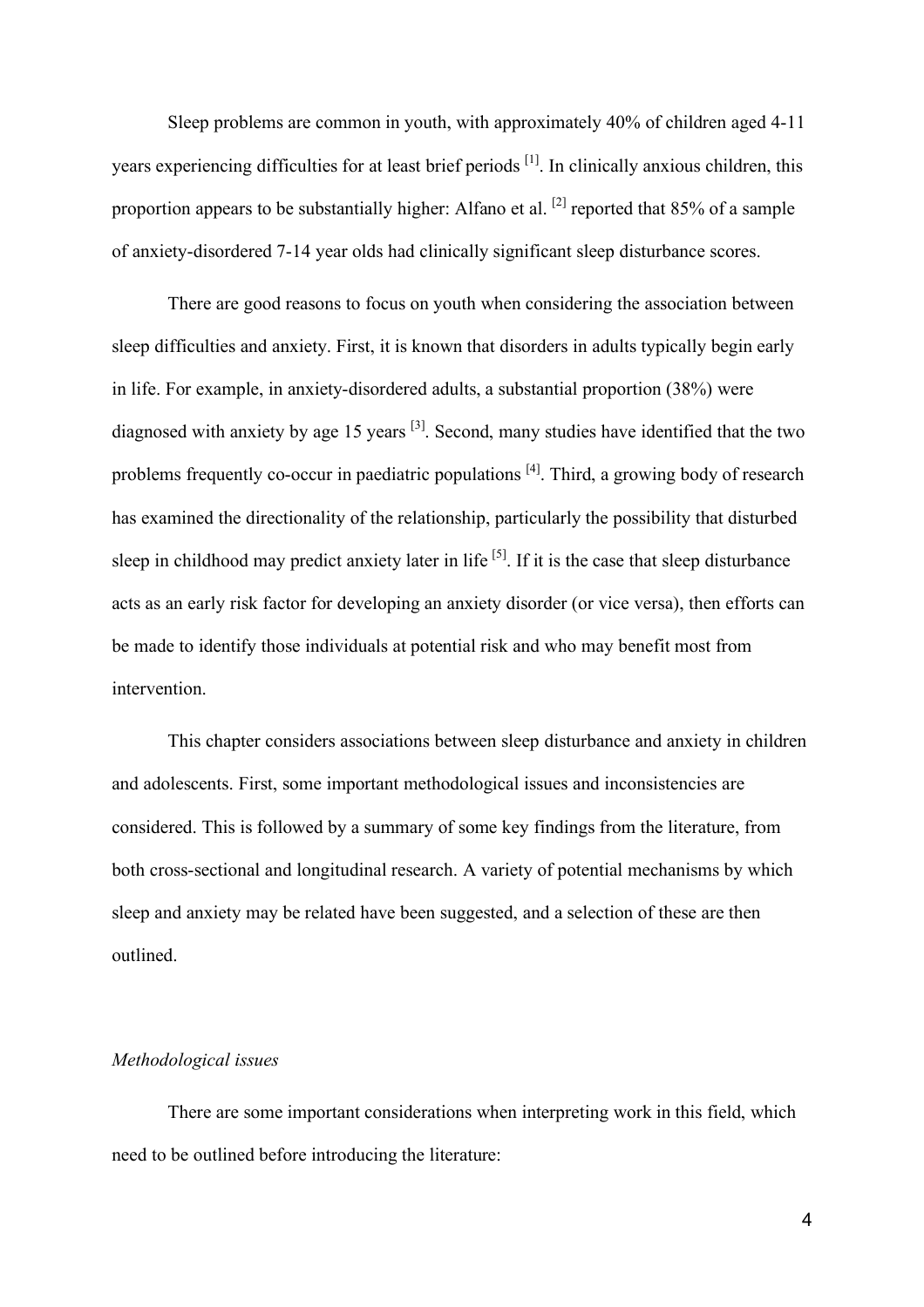Sleep problems are common in youth, with approximately 40% of children aged 4-11 years experiencing difficulties for at least brief periods [1]. In clinically anxious children, this proportion appears to be substantially higher: Alfano et al. [2] reported that 85% of a sample of anxiety-disordered 7-14 year olds had clinically significant sleep disturbance scores.

There are good reasons to focus on youth when considering the association between sleep difficulties and anxiety. First, it is known that disorders in adults typically begin early in life. For example, in anxiety-disordered adults, a substantial proportion (38%) were diagnosed with anxiety by age 15 years [3]. Second, many studies have identified that the two problems frequently co-occur in paediatric populations [4]. Third, a growing body of research has examined the directionality of the relationship, particularly the possibility that disturbed sleep in childhood may predict anxiety later in life [5]. If it is the case that sleep disturbance acts as an early risk factor for developing an anxiety disorder (or vice versa), then efforts can be made to identify those individuals at potential risk and who may benefit most from intervention.

This chapter considers associations between sleep disturbance and anxiety in children and adolescents. First, some important methodological issues and inconsistencies are considered. This is followed by a summary of some key findings from the literature, from both cross-sectional and longitudinal research. A variety of potential mechanisms by which sleep and anxiety may be related have been suggested, and a selection of these are then outlined.

### *Methodological issues*

There are some important considerations when interpreting work in this field, which need to be outlined before introducing the literature: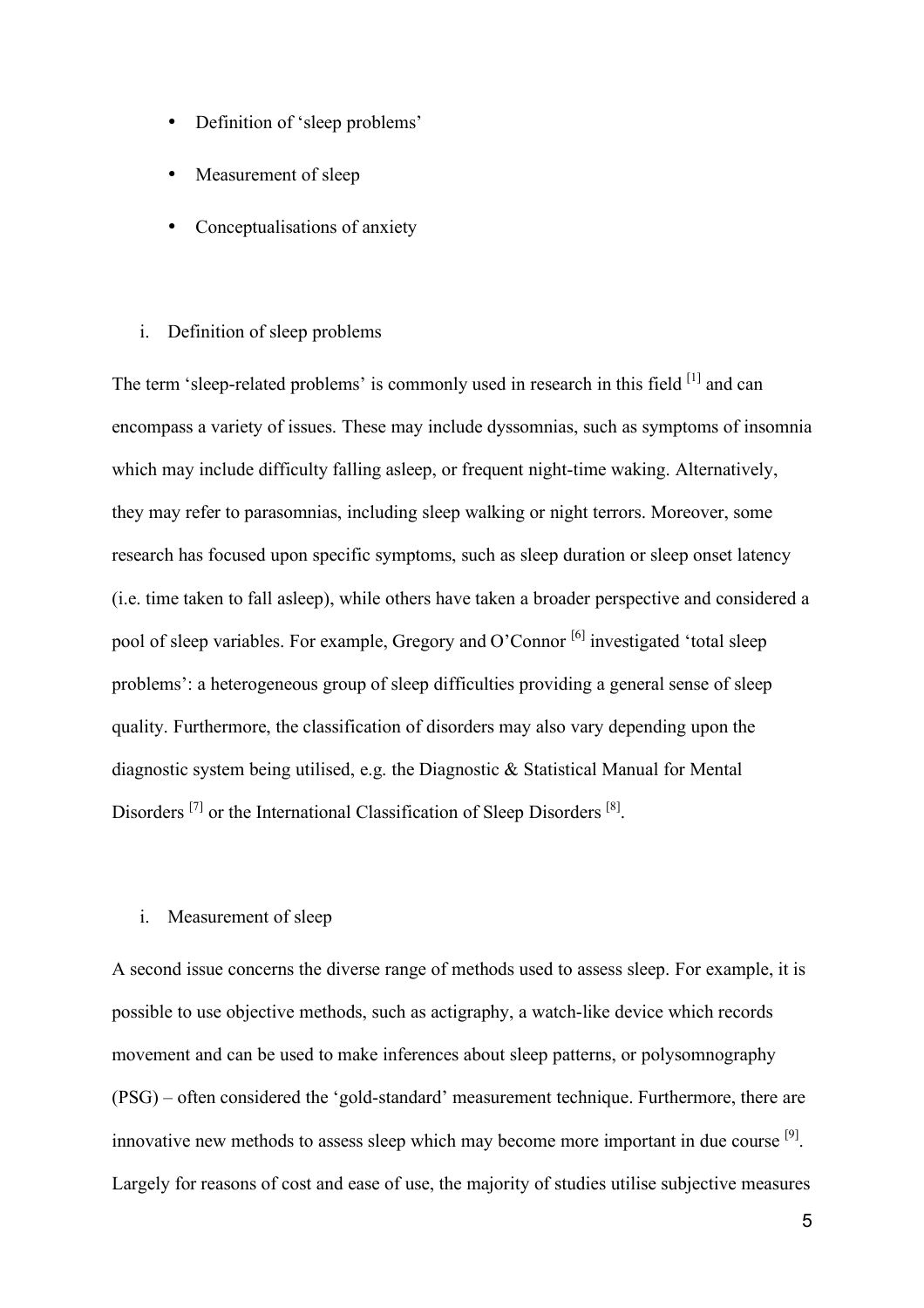- Definition of 'sleep problems'
- Measurement of sleep
- Conceptualisations of anxiety

i. Definition of sleep problems

The term 'sleep-related problems' is commonly used in research in this field [1] and can encompass a variety of issues. These may include dyssomnias, such as symptoms of insomnia which may include difficulty falling asleep, or frequent night-time waking. Alternatively, they may refer to parasomnias, including sleep walking or night terrors. Moreover, some research has focused upon specific symptoms, such as sleep duration or sleep onset latency (i.e. time taken to fall asleep), while others have taken a broader perspective and considered a pool of sleep variables. For example, Gregory and O'Connor [6] investigated 'total sleep problems': a heterogeneous group of sleep difficulties providing a general sense of sleep quality. Furthermore, the classification of disorders may also vary depending upon the diagnostic system being utilised, e.g. the Diagnostic & Statistical Manual for Mental Disorders [7] or the International Classification of Sleep Disorders [8].

i. Measurement of sleep

A second issue concerns the diverse range of methods used to assess sleep. For example, it is possible to use objective methods, such as actigraphy, a watch-like device which records movement and can be used to make inferences about sleep patterns, or polysomnography (PSG) – often considered the 'gold-standard' measurement technique. Furthermore, there are innovative new methods to assess sleep which may become more important in due course [9]. Largely for reasons of cost and ease of use, the majority of studies utilise subjective measures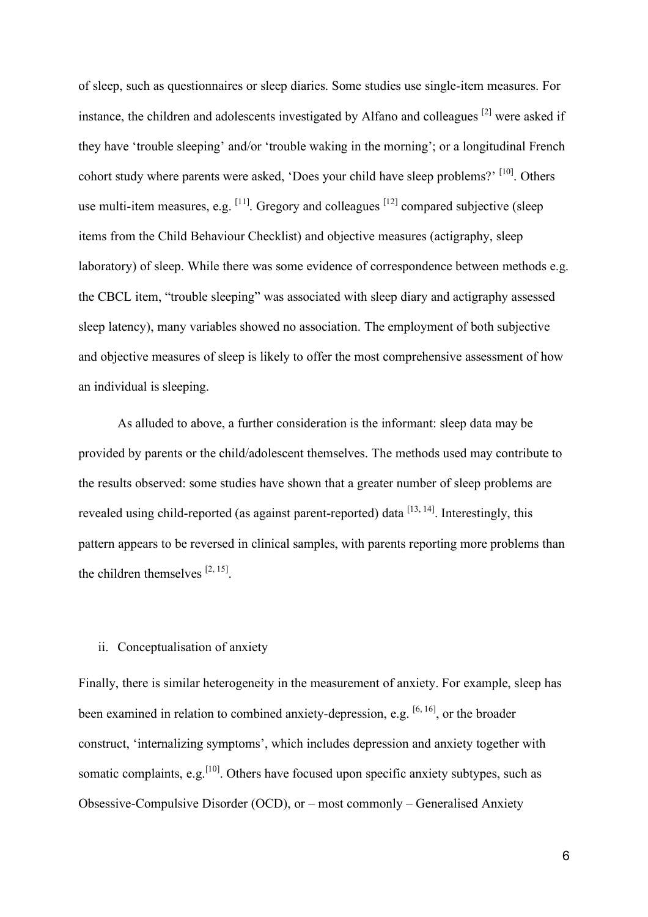of sleep, such as questionnaires or sleep diaries. Some studies use single-item measures. For instance, the children and adolescents investigated by Alfano and colleagues [2] were asked if they have 'trouble sleeping' and/or 'trouble waking in the morning'; or a longitudinal French cohort study where parents were asked, 'Does your child have sleep problems?' [10]. Others use multi-item measures, e.g. [11]. Gregory and colleagues [12] compared subjective (sleep items from the Child Behaviour Checklist) and objective measures (actigraphy, sleep laboratory) of sleep. While there was some evidence of correspondence between methods e.g. the CBCL item, "trouble sleeping" was associated with sleep diary and actigraphy assessed sleep latency), many variables showed no association. The employment of both subjective and objective measures of sleep is likely to offer the most comprehensive assessment of how an individual is sleeping.

As alluded to above, a further consideration is the informant: sleep data may be provided by parents or the child/adolescent themselves. The methods used may contribute to the results observed: some studies have shown that a greater number of sleep problems are revealed using child-reported (as against parent-reported) data [13, 14]. Interestingly, this pattern appears to be reversed in clinical samples, with parents reporting more problems than the children themselves [2, 15].

### ii. Conceptualisation of anxiety

Finally, there is similar heterogeneity in the measurement of anxiety. For example, sleep has been examined in relation to combined anxiety-depression, e.g. [6, 16], or the broader construct, 'internalizing symptoms', which includes depression and anxiety together with somatic complaints, e.g.[10]. Others have focused upon specific anxiety subtypes, such as Obsessive-Compulsive Disorder (OCD), or – most commonly – Generalised Anxiety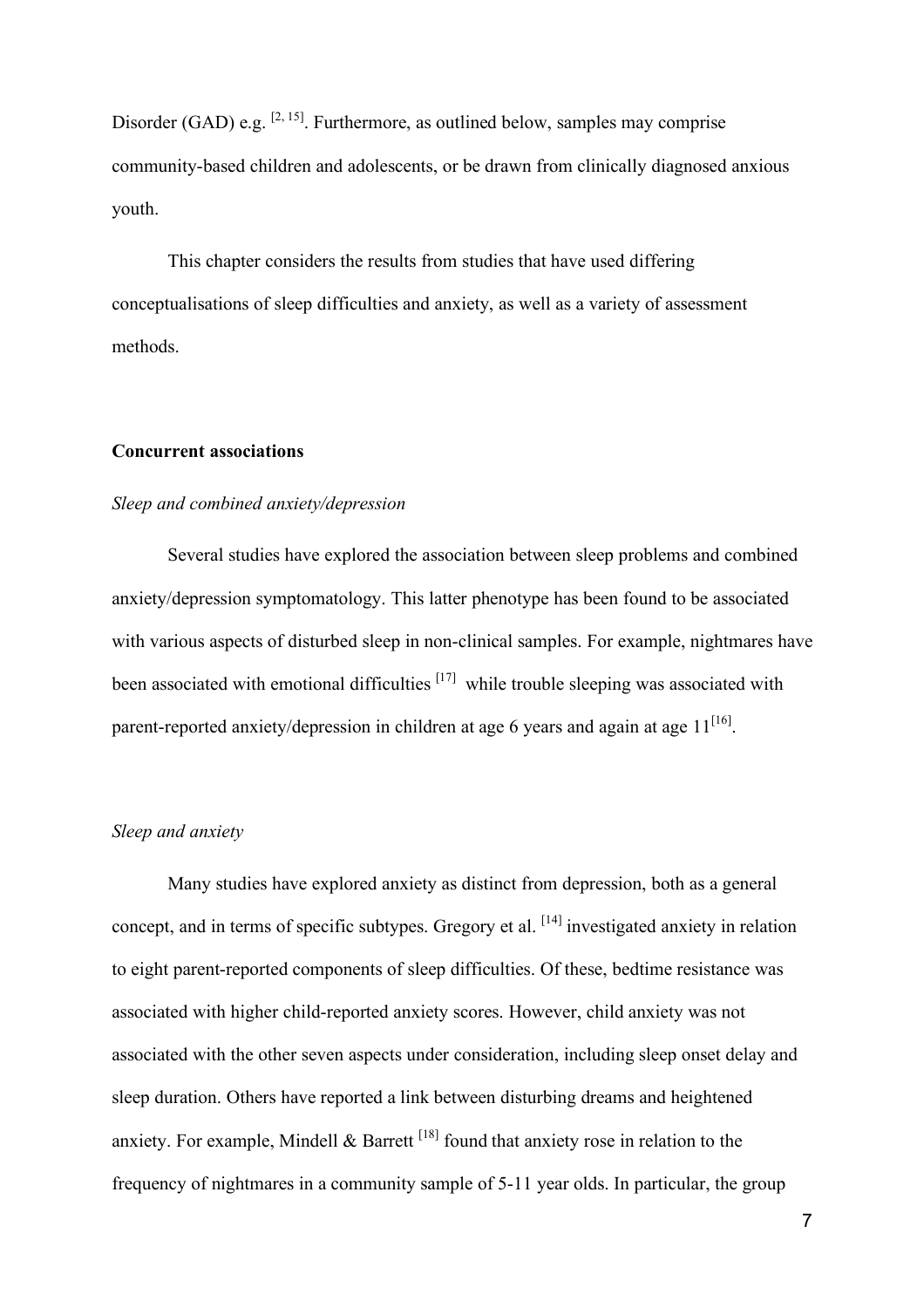Disorder (GAD) e.g. [2, 15]. Furthermore, as outlined below, samples may comprise community-based children and adolescents, or be drawn from clinically diagnosed anxious youth.

This chapter considers the results from studies that have used differing conceptualisations of sleep difficulties and anxiety, as well as a variety of assessment methods.

**Concurrent associations**

*Sleep and combined anxiety/depression*

Several studies have explored the association between sleep problems and combined anxiety/depression symptomatology. This latter phenotype has been found to be associated with various aspects of disturbed sleep in non-clinical samples. For example, nightmares have been associated with emotional difficulties [17] while trouble sleeping was associated with parent-reported anxiety/depression in children at age 6 years and again at age 11[16].

*Sleep and anxiety*

Many studies have explored anxiety as distinct from depression, both as a general concept, and in terms of specific subtypes. Gregory et al. [14] investigated anxiety in relation to eight parent-reported components of sleep difficulties. Of these, bedtime resistance was associated with higher child-reported anxiety scores. However, child anxiety was not associated with the other seven aspects under consideration, including sleep onset delay and sleep duration. Others have reported a link between disturbing dreams and heightened anxiety. For example, Mindell & Barrett [18] found that anxiety rose in relation to the frequency of nightmares in a community sample of 5-11 year olds. In particular, the group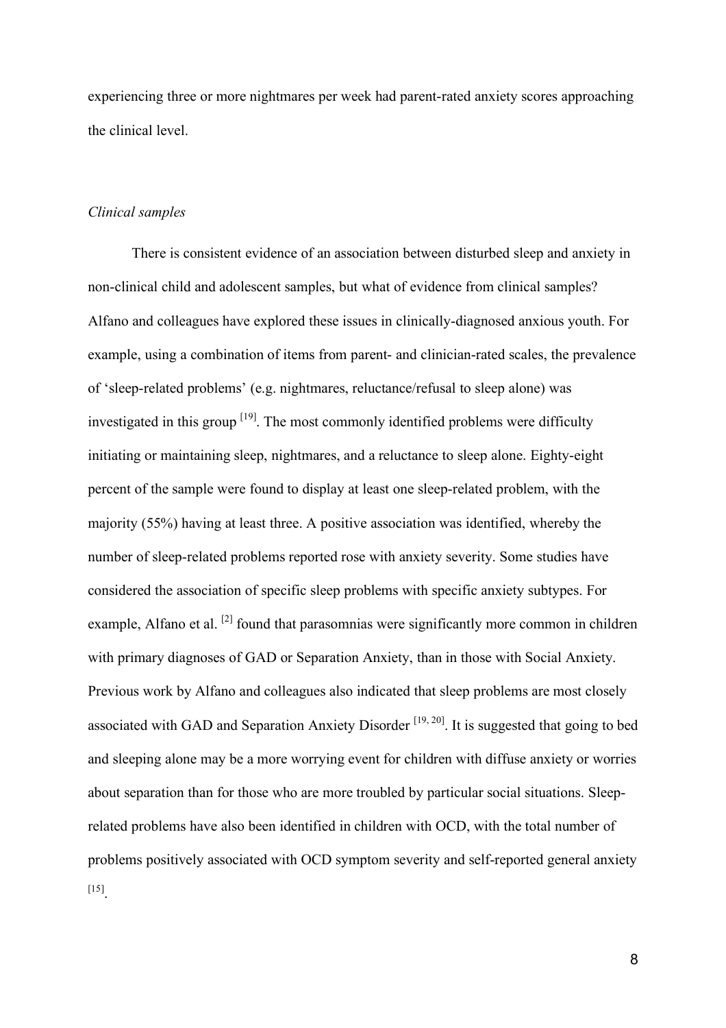experiencing three or more nightmares per week had parent-rated anxiety scores approaching the clinical level.

*Clinical samples*

There is consistent evidence of an association between disturbed sleep and anxiety in non-clinical child and adolescent samples, but what of evidence from clinical samples? Alfano and colleagues have explored these issues in clinically-diagnosed anxious youth. For example, using a combination of items from parent- and clinician-rated scales, the prevalence of 'sleep-related problems' (e.g. nightmares, reluctance/refusal to sleep alone) was investigated in this group [19]. The most commonly identified problems were difficulty initiating or maintaining sleep, nightmares, and a reluctance to sleep alone. Eighty-eight percent of the sample were found to display at least one sleep-related problem, with the majority (55%) having at least three. A positive association was identified, whereby the number of sleep-related problems reported rose with anxiety severity. Some studies have considered the association of specific sleep problems with specific anxiety subtypes. For example, Alfano et al. [2] found that parasomnias were significantly more common in children with primary diagnoses of GAD or Separation Anxiety, than in those with Social Anxiety. Previous work by Alfano and colleagues also indicated that sleep problems are most closely associated with GAD and Separation Anxiety Disorder [19, 20]. It is suggested that going to bed and sleeping alone may be a more worrying event for children with diffuse anxiety or worries about separation than for those who are more troubled by particular social situations. Sleep-related problems have also been identified in children with OCD, with the total number of problems positively associated with OCD symptom severity and self-reported general anxiety [15].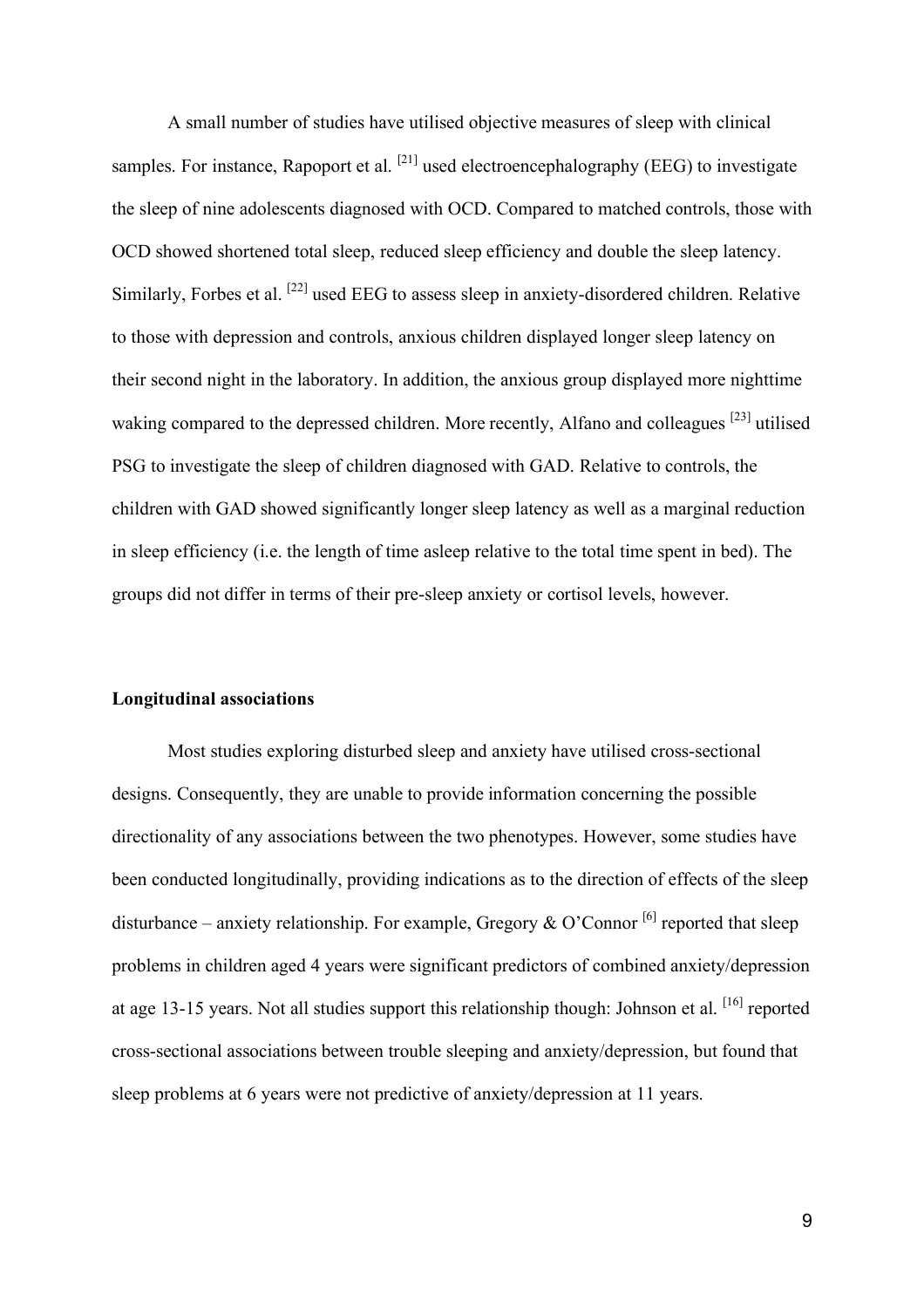A small number of studies have utilised objective measures of sleep with clinical samples. For instance, Rapoport et al. [21] used electroencephalography (EEG) to investigate the sleep of nine adolescents diagnosed with OCD. Compared to matched controls, those with OCD showed shortened total sleep, reduced sleep efficiency and double the sleep latency. Similarly, Forbes et al. [22] used EEG to assess sleep in anxiety-disordered children. Relative to those with depression and controls, anxious children displayed longer sleep latency on their second night in the laboratory. In addition, the anxious group displayed more nighttime waking compared to the depressed children. More recently, Alfano and colleagues [23] utilised PSG to investigate the sleep of children diagnosed with GAD. Relative to controls, the children with GAD showed significantly longer sleep latency as well as a marginal reduction in sleep efficiency (i.e. the length of time asleep relative to the total time spent in bed). The groups did not differ in terms of their pre-sleep anxiety or cortisol levels, however.

**Longitudinal associations**

Most studies exploring disturbed sleep and anxiety have utilised cross-sectional designs. Consequently, they are unable to provide information concerning the possible directionality of any associations between the two phenotypes. However, some studies have been conducted longitudinally, providing indications as to the direction of effects of the sleep disturbance – anxiety relationship. For example, Gregory & O'Connor [6] reported that sleep problems in children aged 4 years were significant predictors of combined anxiety/depression at age 13-15 years. Not all studies support this relationship though: Johnson et al. [16] reported cross-sectional associations between trouble sleeping and anxiety/depression, but found that sleep problems at 6 years were not predictive of anxiety/depression at 11 years.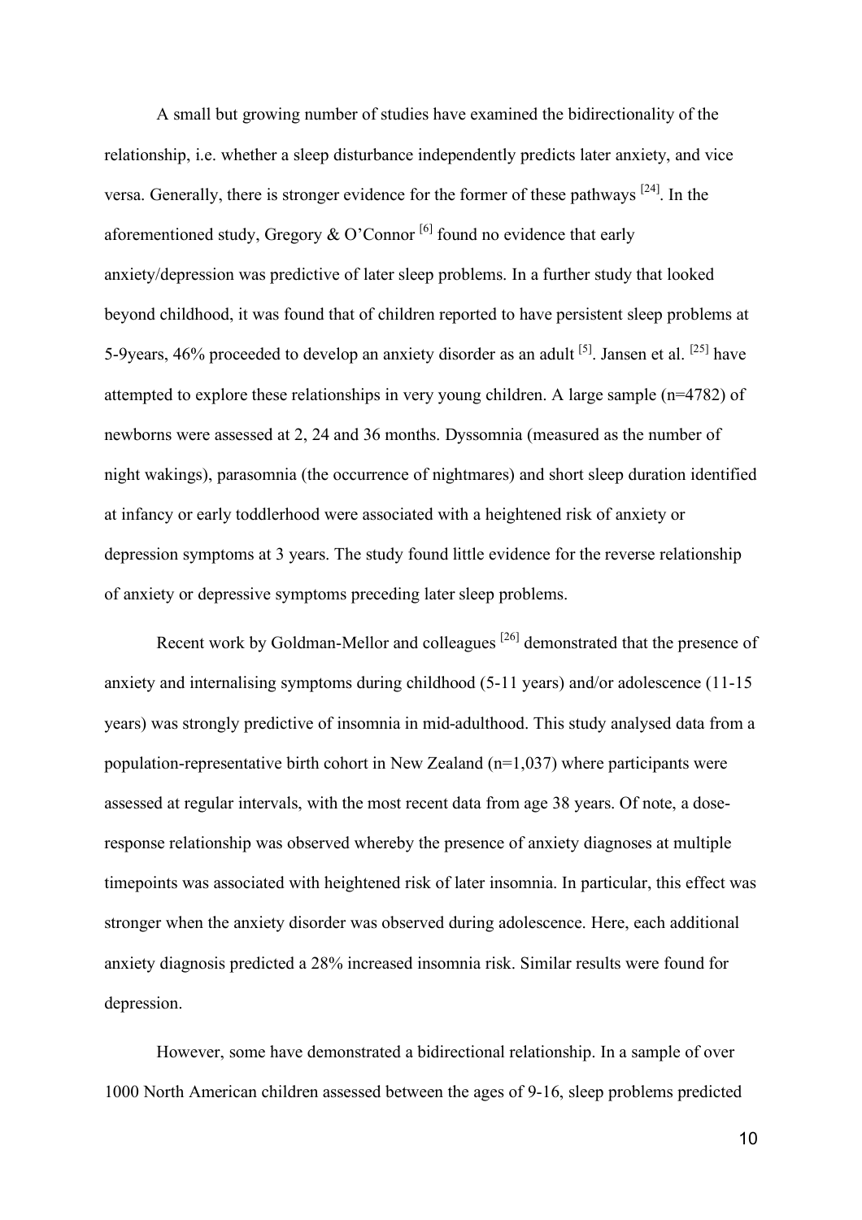A small but growing number of studies have examined the bidirectionality of the relationship, i.e. whether a sleep disturbance independently predicts later anxiety, and vice versa. Generally, there is stronger evidence for the former of these pathways [24]. In the aforementioned study, Gregory & O'Connor [6] found no evidence that early anxiety/depression was predictive of later sleep problems. In a further study that looked beyond childhood, it was found that of children reported to have persistent sleep problems at 5-9years, 46% proceeded to develop an anxiety disorder as an adult [5]. Jansen et al. [25] have attempted to explore these relationships in very young children. A large sample (n=4782) of newborns were assessed at 2, 24 and 36 months. Dyssomnia (measured as the number of night wakings), parasomnia (the occurrence of nightmares) and short sleep duration identified at infancy or early toddlerhood were associated with a heightened risk of anxiety or depression symptoms at 3 years. The study found little evidence for the reverse relationship of anxiety or depressive symptoms preceding later sleep problems.

Recent work by Goldman-Mellor and colleagues [26] demonstrated that the presence of anxiety and internalising symptoms during childhood (5-11 years) and/or adolescence (11-15 years) was strongly predictive of insomnia in mid-adulthood. This study analysed data from a population-representative birth cohort in New Zealand (n=1,037) where participants were assessed at regular intervals, with the most recent data from age 38 years. Of note, a dose-response relationship was observed whereby the presence of anxiety diagnoses at multiple timepoints was associated with heightened risk of later insomnia. In particular, this effect was stronger when the anxiety disorder was observed during adolescence. Here, each additional anxiety diagnosis predicted a 28% increased insomnia risk. Similar results were found for depression.

However, some have demonstrated a bidirectional relationship. In a sample of over 1000 North American children assessed between the ages of 9-16, sleep problems predicted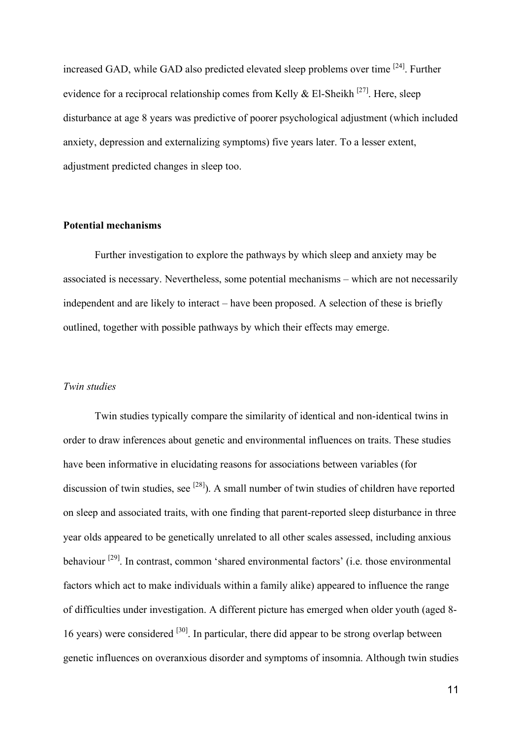increased GAD, while GAD also predicted elevated sleep problems over time [24]. Further evidence for a reciprocal relationship comes from Kelly & El-Sheikh [27]. Here, sleep disturbance at age 8 years was predictive of poorer psychological adjustment (which included anxiety, depression and externalizing symptoms) five years later. To a lesser extent, adjustment predicted changes in sleep too.

**Potential mechanisms**

Further investigation to explore the pathways by which sleep and anxiety may be associated is necessary. Nevertheless, some potential mechanisms – which are not necessarily independent and are likely to interact – have been proposed. A selection of these is briefly outlined, together with possible pathways by which their effects may emerge.

*Twin studies*

Twin studies typically compare the similarity of identical and non-identical twins in order to draw inferences about genetic and environmental influences on traits. These studies have been informative in elucidating reasons for associations between variables (for discussion of twin studies, see [28]). A small number of twin studies of children have reported on sleep and associated traits, with one finding that parent-reported sleep disturbance in three year olds appeared to be genetically unrelated to all other scales assessed, including anxious behaviour [29]. In contrast, common 'shared environmental factors' (i.e. those environmental factors which act to make individuals within a family alike) appeared to influence the range of difficulties under investigation. A different picture has emerged when older youth (aged 8-16 years) were considered [30]. In particular, there did appear to be strong overlap between genetic influences on overanxious disorder and symptoms of insomnia. Although twin studies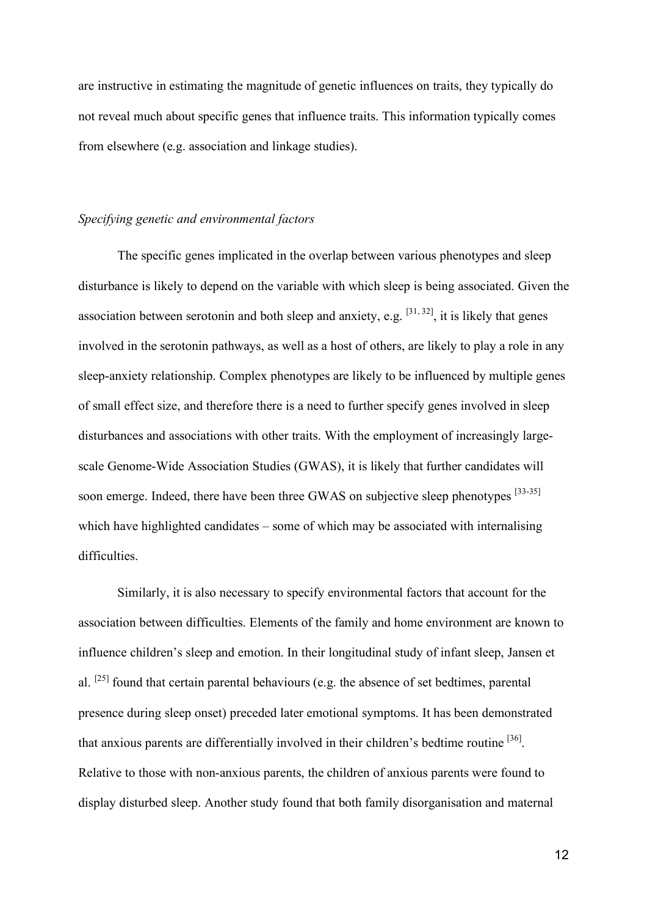are instructive in estimating the magnitude of genetic influences on traits, they typically do not reveal much about specific genes that influence traits. This information typically comes from elsewhere (e.g. association and linkage studies).

*Specifying genetic and environmental factors*

The specific genes implicated in the overlap between various phenotypes and sleep disturbance is likely to depend on the variable with which sleep is being associated. Given the association between serotonin and both sleep and anxiety, e.g. [31, 32], it is likely that genes involved in the serotonin pathways, as well as a host of others, are likely to play a role in any sleep-anxiety relationship. Complex phenotypes are likely to be influenced by multiple genes of small effect size, and therefore there is a need to further specify genes involved in sleep disturbances and associations with other traits. With the employment of increasingly large-scale Genome-Wide Association Studies (GWAS), it is likely that further candidates will soon emerge. Indeed, there have been three GWAS on subjective sleep phenotypes [33-35] which have highlighted candidates – some of which may be associated with internalising difficulties.

Similarly, it is also necessary to specify environmental factors that account for the association between difficulties. Elements of the family and home environment are known to influence children's sleep and emotion. In their longitudinal study of infant sleep, Jansen et al. [25] found that certain parental behaviours (e.g. the absence of set bedtimes, parental presence during sleep onset) preceded later emotional symptoms. It has been demonstrated that anxious parents are differentially involved in their children's bedtime routine [36]. Relative to those with non-anxious parents, the children of anxious parents were found to display disturbed sleep. Another study found that both family disorganisation and maternal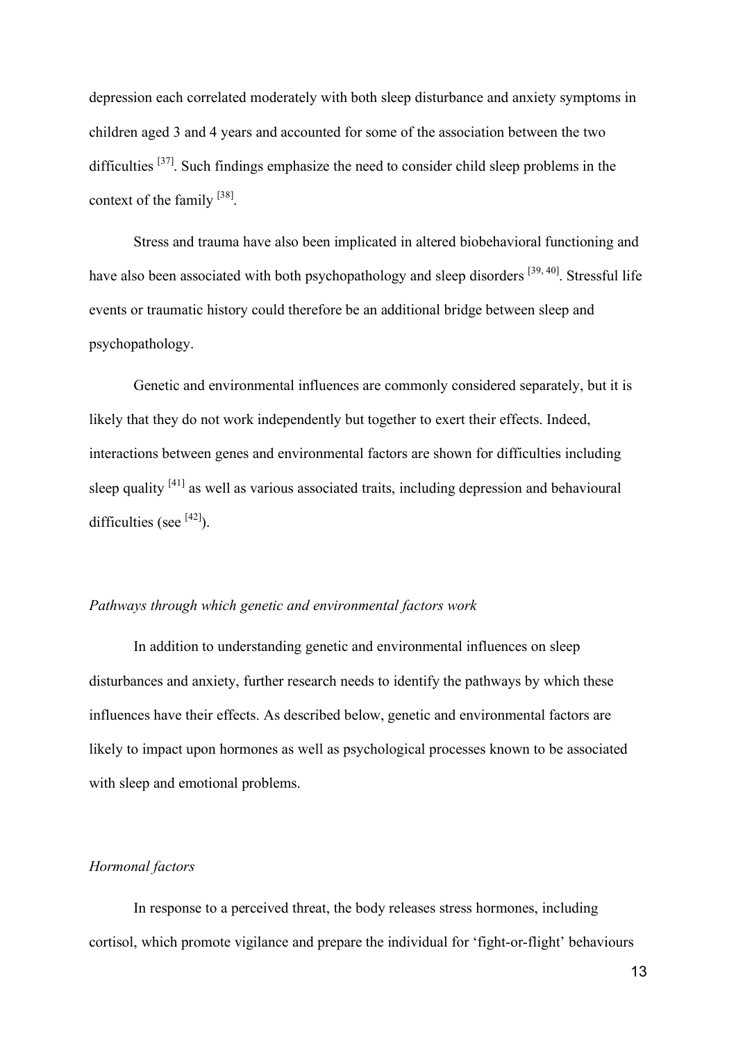depression each correlated moderately with both sleep disturbance and anxiety symptoms in children aged 3 and 4 years and accounted for some of the association between the two difficulties [37]. Such findings emphasize the need to consider child sleep problems in the context of the family [38].

Stress and trauma have also been implicated in altered biobehavioral functioning and have also been associated with both psychopathology and sleep disorders [39, 40]. Stressful life events or traumatic history could therefore be an additional bridge between sleep and psychopathology.

Genetic and environmental influences are commonly considered separately, but it is likely that they do not work independently but together to exert their effects. Indeed, interactions between genes and environmental factors are shown for difficulties including sleep quality [41] as well as various associated traits, including depression and behavioural difficulties (see [42]).

*Pathways through which genetic and environmental factors work*

In addition to understanding genetic and environmental influences on sleep disturbances and anxiety, further research needs to identify the pathways by which these influences have their effects. As described below, genetic and environmental factors are likely to impact upon hormones as well as psychological processes known to be associated with sleep and emotional problems.

*Hormonal factors*

In response to a perceived threat, the body releases stress hormones, including cortisol, which promote vigilance and prepare the individual for 'fight-or-flight' behaviours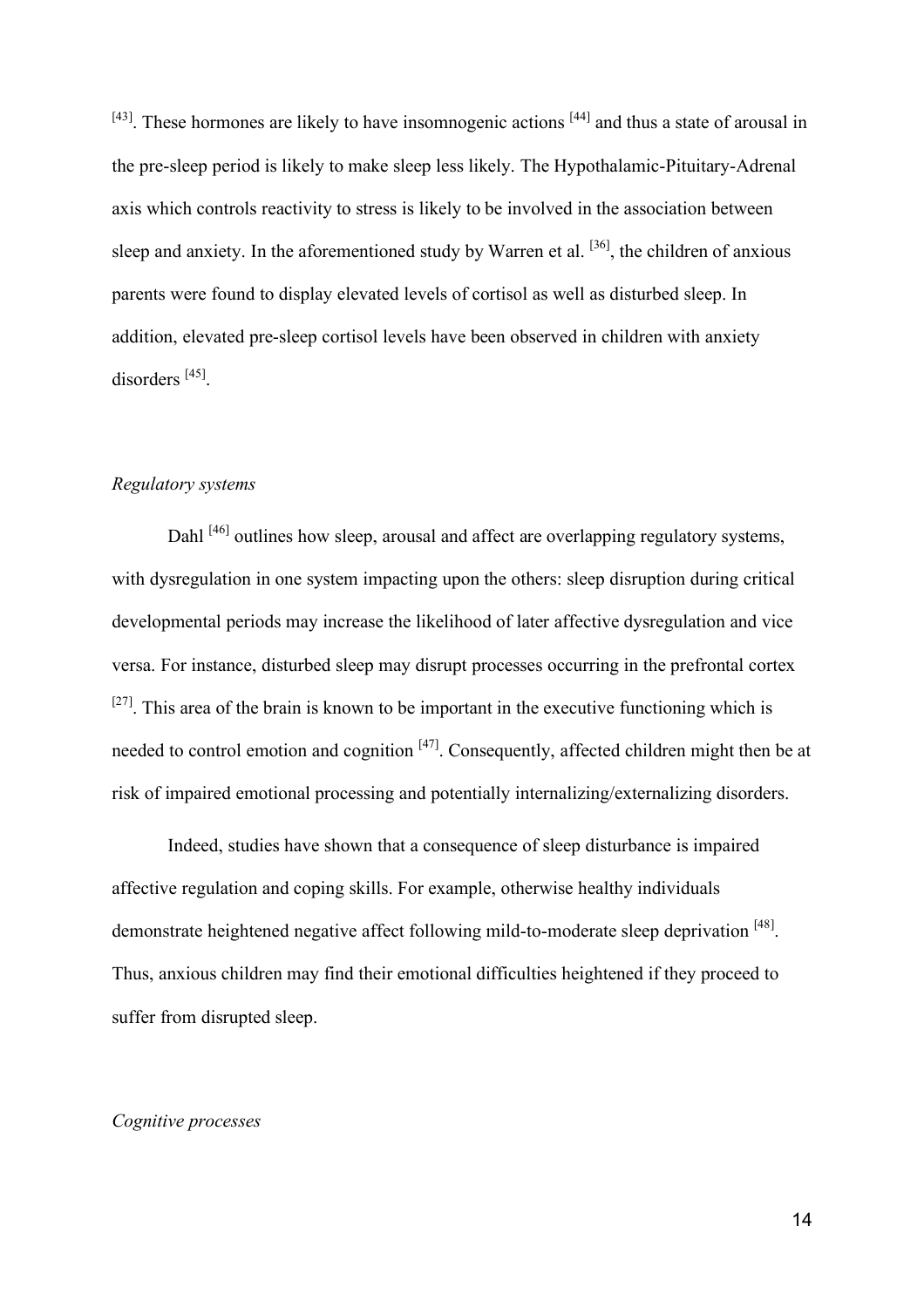[43]. These hormones are likely to have insomnogenic actions [44] and thus a state of arousal in the pre-sleep period is likely to make sleep less likely. The Hypothalamic-Pituitary-Adrenal axis which controls reactivity to stress is likely to be involved in the association between sleep and anxiety. In the aforementioned study by Warren et al. [36], the children of anxious parents were found to display elevated levels of cortisol as well as disturbed sleep. In addition, elevated pre-sleep cortisol levels have been observed in children with anxiety disorders [45].

*Regulatory systems*

Dahl [46] outlines how sleep, arousal and affect are overlapping regulatory systems, with dysregulation in one system impacting upon the others: sleep disruption during critical developmental periods may increase the likelihood of later affective dysregulation and vice versa. For instance, disturbed sleep may disrupt processes occurring in the prefrontal cortex [27]. This area of the brain is known to be important in the executive functioning which is needed to control emotion and cognition [47]. Consequently, affected children might then be at risk of impaired emotional processing and potentially internalizing/externalizing disorders.

Indeed, studies have shown that a consequence of sleep disturbance is impaired affective regulation and coping skills. For example, otherwise healthy individuals demonstrate heightened negative affect following mild-to-moderate sleep deprivation [48]. Thus, anxious children may find their emotional difficulties heightened if they proceed to suffer from disrupted sleep.

*Cognitive processes*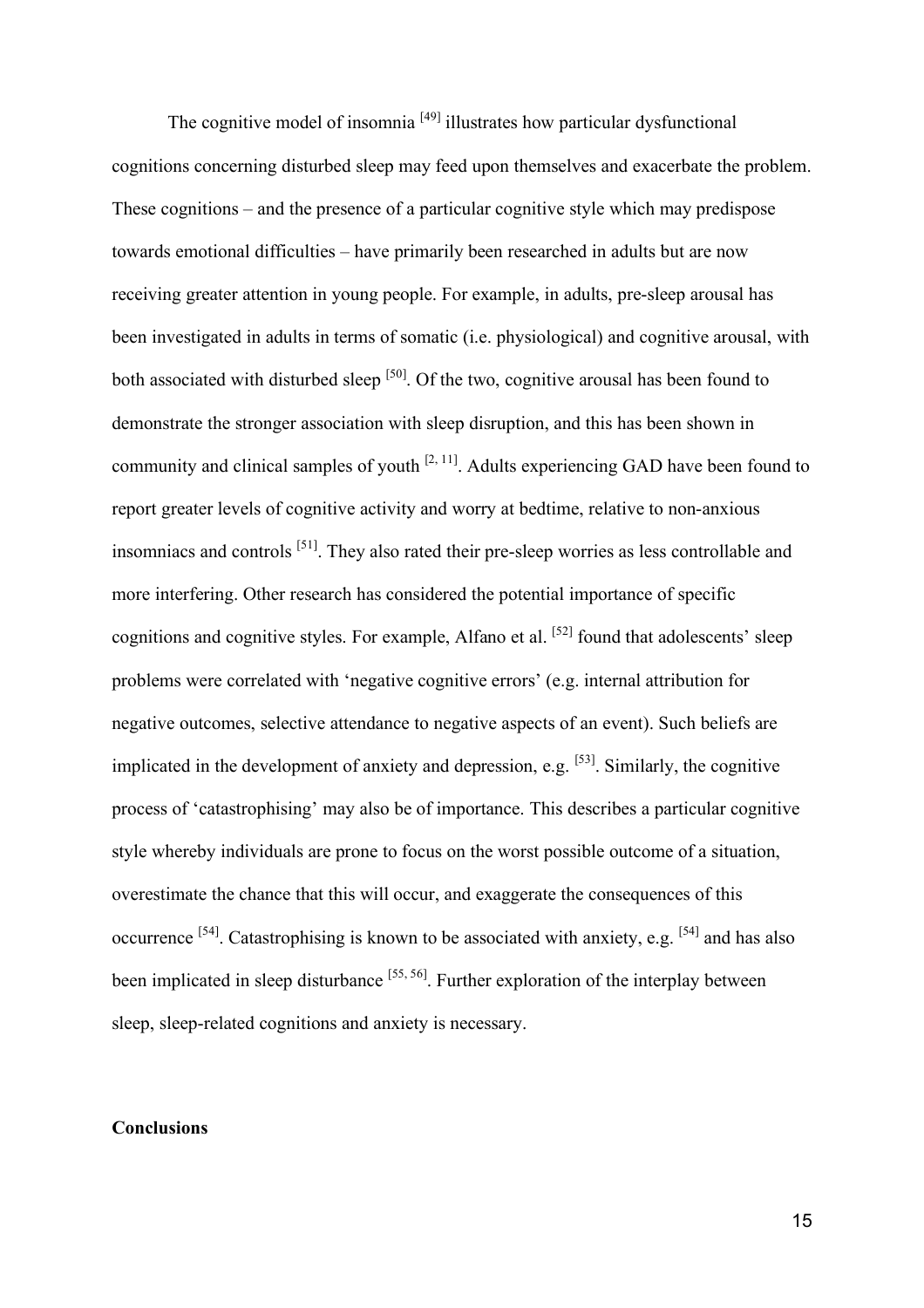The cognitive model of insomnia [49] illustrates how particular dysfunctional cognitions concerning disturbed sleep may feed upon themselves and exacerbate the problem. These cognitions – and the presence of a particular cognitive style which may predispose towards emotional difficulties – have primarily been researched in adults but are now receiving greater attention in young people. For example, in adults, pre-sleep arousal has been investigated in adults in terms of somatic (i.e. physiological) and cognitive arousal, with both associated with disturbed sleep [50]. Of the two, cognitive arousal has been found to demonstrate the stronger association with sleep disruption, and this has been shown in community and clinical samples of youth [2, 11]. Adults experiencing GAD have been found to report greater levels of cognitive activity and worry at bedtime, relative to non-anxious insomniacs and controls [51]. They also rated their pre-sleep worries as less controllable and more interfering. Other research has considered the potential importance of specific cognitions and cognitive styles. For example, Alfano et al. [52] found that adolescents' sleep problems were correlated with 'negative cognitive errors' (e.g. internal attribution for negative outcomes, selective attendance to negative aspects of an event). Such beliefs are implicated in the development of anxiety and depression, e.g. [53]. Similarly, the cognitive process of 'catastrophising' may also be of importance. This describes a particular cognitive style whereby individuals are prone to focus on the worst possible outcome of a situation, overestimate the chance that this will occur, and exaggerate the consequences of this occurrence [54]. Catastrophising is known to be associated with anxiety, e.g. [54] and has also been implicated in sleep disturbance [55, 56]. Further exploration of the interplay between sleep, sleep-related cognitions and anxiety is necessary.

## Conclusions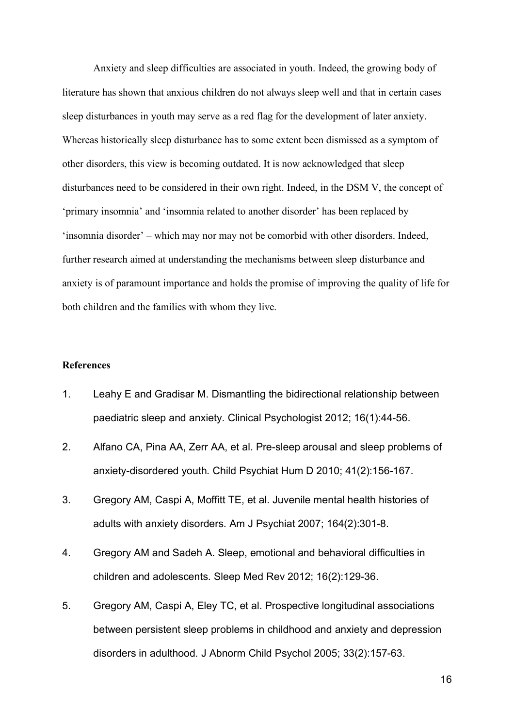Anxiety and sleep difficulties are associated in youth. Indeed, the growing body of literature has shown that anxious children do not always sleep well and that in certain cases sleep disturbances in youth may serve as a red flag for the development of later anxiety. Whereas historically sleep disturbance has to some extent been dismissed as a symptom of other disorders, this view is becoming outdated. It is now acknowledged that sleep disturbances need to be considered in their own right. Indeed, in the DSM V, the concept of 'primary insomnia' and 'insomnia related to another disorder' has been replaced by 'insomnia disorder' – which may nor may not be comorbid with other disorders. Indeed, further research aimed at understanding the mechanisms between sleep disturbance and anxiety is of paramount importance and holds the promise of improving the quality of life for both children and the families with whom they live.

**References**

1. Leahy E and Gradisar M. Dismantling the bidirectional relationship between paediatric sleep and anxiety. Clinical Psychologist 2012; 16(1):44-56.
2. Alfano CA, Pina AA, Zerr AA, et al. Pre-sleep arousal and sleep problems of anxiety-disordered youth. Child Psychiat Hum D 2010; 41(2):156-167.
3. Gregory AM, Caspi A, Moffitt TE, et al. Juvenile mental health histories of adults with anxiety disorders. Am J Psychiat 2007; 164(2):301-8.
4. Gregory AM and Sadeh A. Sleep, emotional and behavioral difficulties in children and adolescents. Sleep Med Rev 2012; 16(2):129-36.
5. Gregory AM, Caspi A, Eley TC, et al. Prospective longitudinal associations between persistent sleep problems in childhood and anxiety and depression disorders in adulthood. J Abnorm Child Psychol 2005; 33(2):157-63.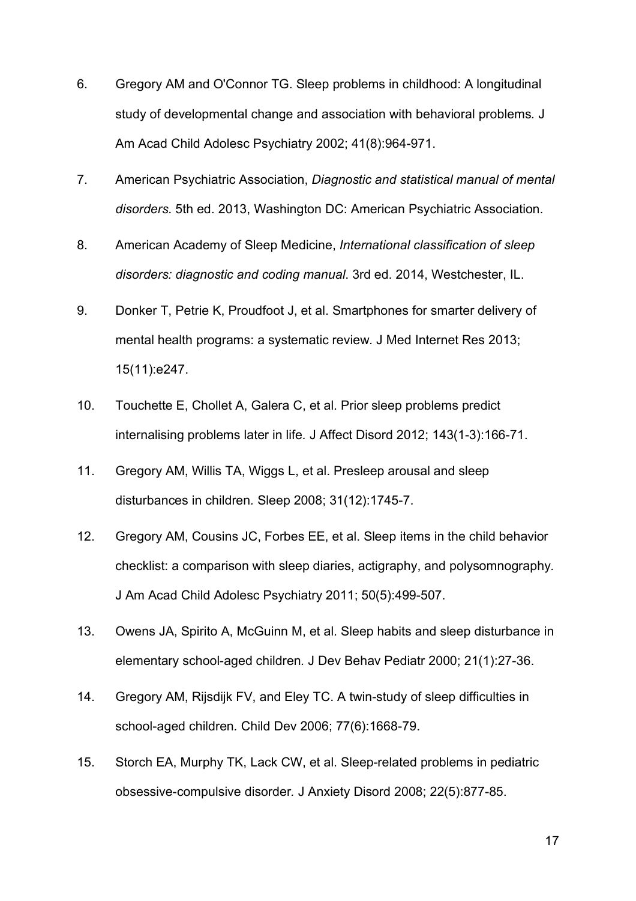6. Gregory AM and O'Connor TG. Sleep problems in childhood: A longitudinal study of developmental change and association with behavioral problems. J Am Acad Child Adolesc Psychiatry 2002; 41(8):964-971.

7. American Psychiatric Association, *Diagnostic and statistical manual of mental disorders*. 5th ed. 2013, Washington DC: American Psychiatric Association.

8. American Academy of Sleep Medicine, *International classification of sleep disorders: diagnostic and coding manual*. 3rd ed. 2014, Westchester, IL.

9. Donker T, Petrie K, Proudfoot J, et al. Smartphones for smarter delivery of mental health programs: a systematic review. J Med Internet Res 2013; 15(11):e247.

10. Touchette E, Chollet A, Galera C, et al. Prior sleep problems predict internalising problems later in life. J Affect Disord 2012; 143(1-3):166-71.

11. Gregory AM, Willis TA, Wiggs L, et al. Presleep arousal and sleep disturbances in children. Sleep 2008; 31(12):1745-7.

12. Gregory AM, Cousins JC, Forbes EE, et al. Sleep items in the child behavior checklist: a comparison with sleep diaries, actigraphy, and polysomnography. J Am Acad Child Adolesc Psychiatry 2011; 50(5):499-507.

13. Owens JA, Spirito A, McGuinn M, et al. Sleep habits and sleep disturbance in elementary school-aged children. J Dev Behav Pediatr 2000; 21(1):27-36.

14. Gregory AM, Rijsdijk FV, and Eley TC. A twin-study of sleep difficulties in school-aged children. Child Dev 2006; 77(6):1668-79.

15. Storch EA, Murphy TK, Lack CW, et al. Sleep-related problems in pediatric obsessive-compulsive disorder. J Anxiety Disord 2008; 22(5):877-85.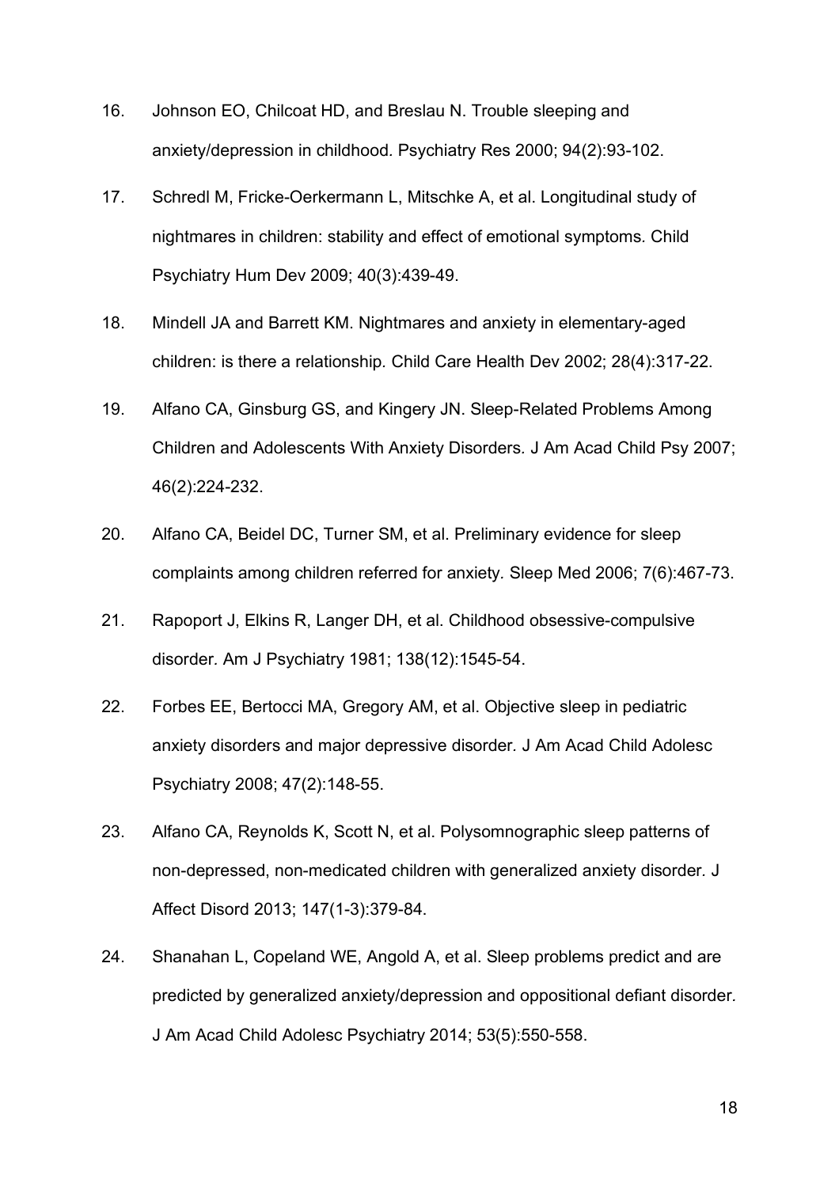16. Johnson EO, Chilcoat HD, and Breslau N. Trouble sleeping and anxiety/depression in childhood. Psychiatry Res 2000; 94(2):93-102.

17. Schredl M, Fricke-Oerkermann L, Mitschke A, et al. Longitudinal study of nightmares in children: stability and effect of emotional symptoms. Child Psychiatry Hum Dev 2009; 40(3):439-49.

18. Mindell JA and Barrett KM. Nightmares and anxiety in elementary-aged children: is there a relationship. Child Care Health Dev 2002; 28(4):317-22.

19. Alfano CA, Ginsburg GS, and Kingery JN. Sleep-Related Problems Among Children and Adolescents With Anxiety Disorders. J Am Acad Child Psy 2007; 46(2):224-232.

20. Alfano CA, Beidel DC, Turner SM, et al. Preliminary evidence for sleep complaints among children referred for anxiety. Sleep Med 2006; 7(6):467-73.

21. Rapoport J, Elkins R, Langer DH, et al. Childhood obsessive-compulsive disorder. Am J Psychiatry 1981; 138(12):1545-54.

22. Forbes EE, Bertocci MA, Gregory AM, et al. Objective sleep in pediatric anxiety disorders and major depressive disorder. J Am Acad Child Adolesc Psychiatry 2008; 47(2):148-55.

23. Alfano CA, Reynolds K, Scott N, et al. Polysomnographic sleep patterns of non-depressed, non-medicated children with generalized anxiety disorder. J Affect Disord 2013; 147(1-3):379-84.

24. Shanahan L, Copeland WE, Angold A, et al. Sleep problems predict and are predicted by generalized anxiety/depression and oppositional defiant disorder. J Am Acad Child Adolesc Psychiatry 2014; 53(5):550-558.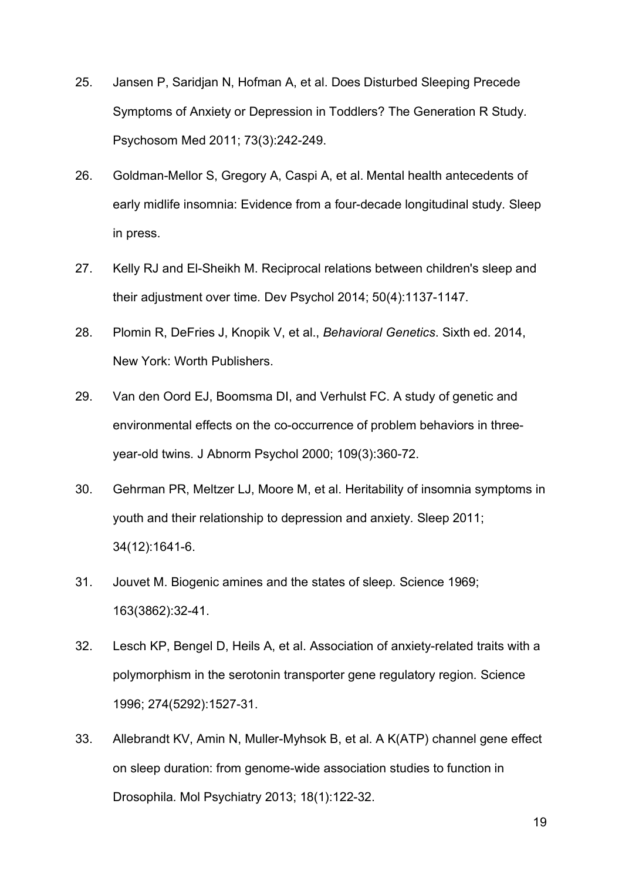25. Jansen P, Saridjan N, Hofman A, et al. Does Disturbed Sleeping Precede Symptoms of Anxiety or Depression in Toddlers? The Generation R Study. Psychosom Med 2011; 73(3):242-249.

26. Goldman-Mellor S, Gregory A, Caspi A, et al. Mental health antecedents of early midlife insomnia: Evidence from a four-decade longitudinal study. Sleep in press.

27. Kelly RJ and El-Sheikh M. Reciprocal relations between children's sleep and their adjustment over time. Dev Psychol 2014; 50(4):1137-1147.

28. Plomin R, DeFries J, Knopik V, et al., *Behavioral Genetics*. Sixth ed. 2014, New York: Worth Publishers.

29. Van den Oord EJ, Boomsma DI, and Verhulst FC. A study of genetic and environmental effects on the co-occurrence of problem behaviors in three-year-old twins. J Abnorm Psychol 2000; 109(3):360-72.

30. Gehrman PR, Meltzer LJ, Moore M, et al. Heritability of insomnia symptoms in youth and their relationship to depression and anxiety. Sleep 2011; 34(12):1641-6.

31. Jouvet M. Biogenic amines and the states of sleep. Science 1969; 163(3862):32-41.

32. Lesch KP, Bengel D, Heils A, et al. Association of anxiety-related traits with a polymorphism in the serotonin transporter gene regulatory region. Science 1996; 274(5292):1527-31.

33. Allebrandt KV, Amin N, Muller-Myhsok B, et al. A K(ATP) channel gene effect on sleep duration: from genome-wide association studies to function in Drosophila. Mol Psychiatry 2013; 18(1):122-32.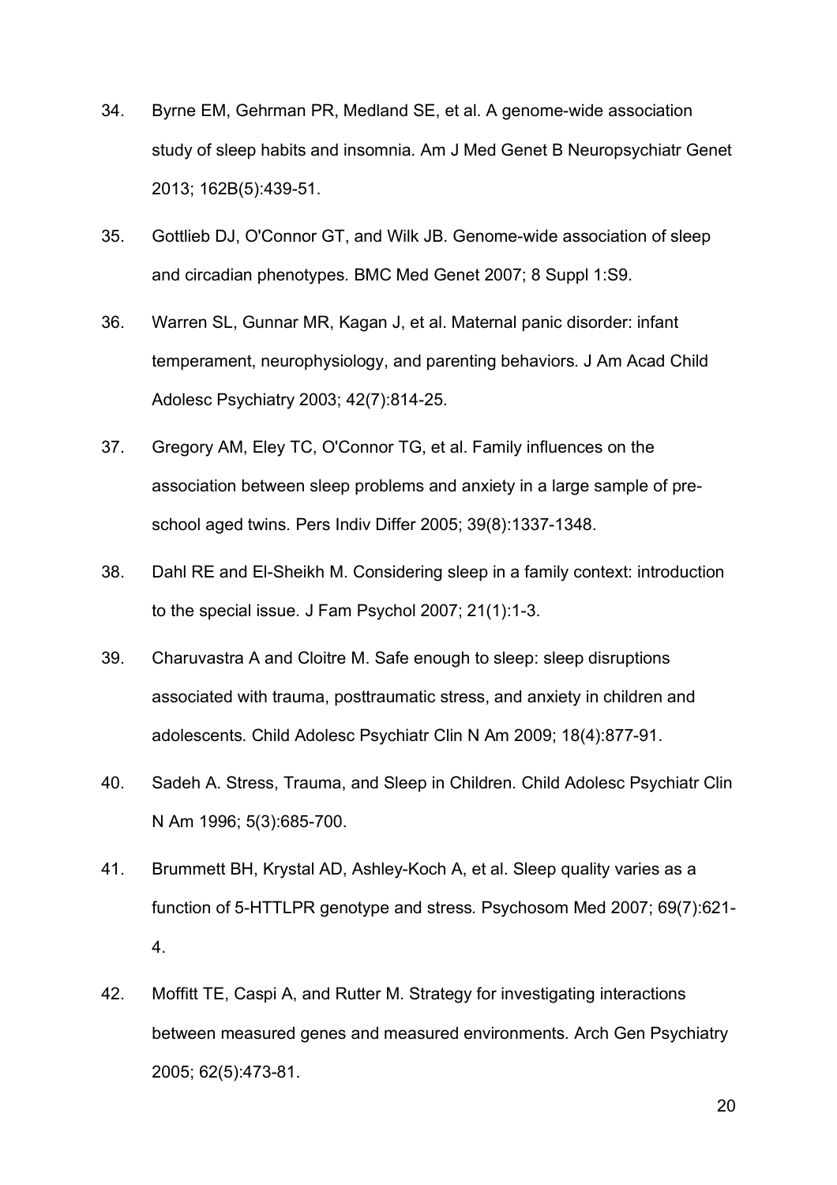34. Byrne EM, Gehrman PR, Medland SE, et al. A genome-wide association study of sleep habits and insomnia. Am J Med Genet B Neuropsychiatr Genet 2013; 162B(5):439-51.

35. Gottlieb DJ, O'Connor GT, and Wilk JB. Genome-wide association of sleep and circadian phenotypes. BMC Med Genet 2007; 8 Suppl 1:S9.

36. Warren SL, Gunnar MR, Kagan J, et al. Maternal panic disorder: infant temperament, neurophysiology, and parenting behaviors. J Am Acad Child Adolesc Psychiatry 2003; 42(7):814-25.

37. Gregory AM, Eley TC, O'Connor TG, et al. Family influences on the association between sleep problems and anxiety in a large sample of pre-school aged twins. Pers Indiv Differ 2005; 39(8):1337-1348.

38. Dahl RE and El-Sheikh M. Considering sleep in a family context: introduction to the special issue. J Fam Psychol 2007; 21(1):1-3.

39. Charuvastra A and Cloitre M. Safe enough to sleep: sleep disruptions associated with trauma, posttraumatic stress, and anxiety in children and adolescents. Child Adolesc Psychiatr Clin N Am 2009; 18(4):877-91.

40. Sadeh A. Stress, Trauma, and Sleep in Children. Child Adolesc Psychiatr Clin N Am 1996; 5(3):685-700.

41. Brummett BH, Krystal AD, Ashley-Koch A, et al. Sleep quality varies as a function of 5-HTTLPR genotype and stress. Psychosom Med 2007; 69(7):621-4.

42. Moffitt TE, Caspi A, and Rutter M. Strategy for investigating interactions between measured genes and measured environments. Arch Gen Psychiatry 2005; 62(5):473-81.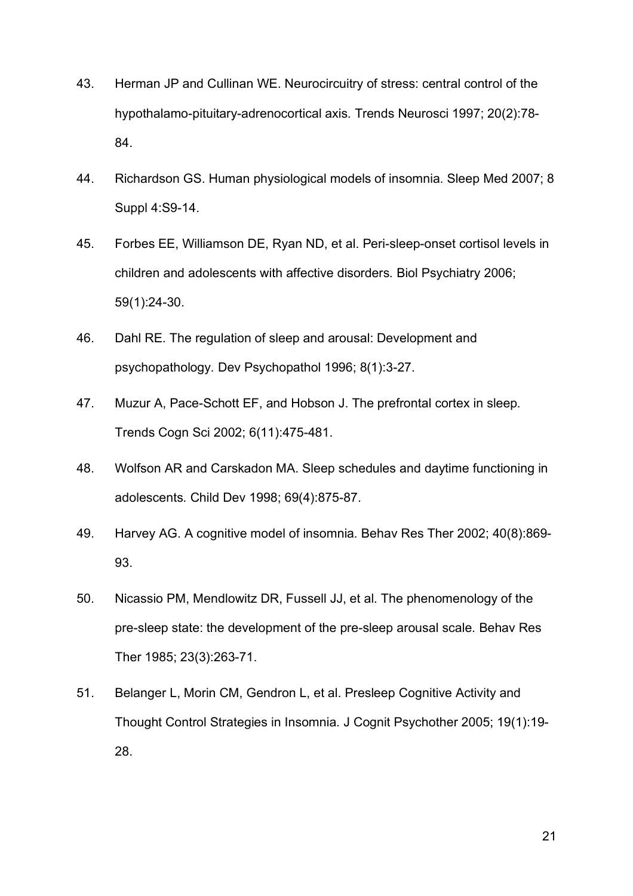43. Herman JP and Cullinan WE. Neurocircuitry of stress: central control of the hypothalamo-pituitary-adrenocortical axis. Trends Neurosci 1997; 20(2):78-84.

44. Richardson GS. Human physiological models of insomnia. Sleep Med 2007; 8 Suppl 4:S9-14.

45. Forbes EE, Williamson DE, Ryan ND, et al. Peri-sleep-onset cortisol levels in children and adolescents with affective disorders. Biol Psychiatry 2006; 59(1):24-30.

46. Dahl RE. The regulation of sleep and arousal: Development and psychopathology. Dev Psychopathol 1996; 8(1):3-27.

47. Muzur A, Pace-Schott EF, and Hobson J. The prefrontal cortex in sleep. Trends Cogn Sci 2002; 6(11):475-481.

48. Wolfson AR and Carskadon MA. Sleep schedules and daytime functioning in adolescents. Child Dev 1998; 69(4):875-87.

49. Harvey AG. A cognitive model of insomnia. Behav Res Ther 2002; 40(8):869-93.

50. Nicassio PM, Mendlowitz DR, Fussell JJ, et al. The phenomenology of the pre-sleep state: the development of the pre-sleep arousal scale. Behav Res Ther 1985; 23(3):263-71.

51. Belanger L, Morin CM, Gendron L, et al. Presleep Cognitive Activity and Thought Control Strategies in Insomnia. J Cognit Psychother 2005; 19(1):19-28.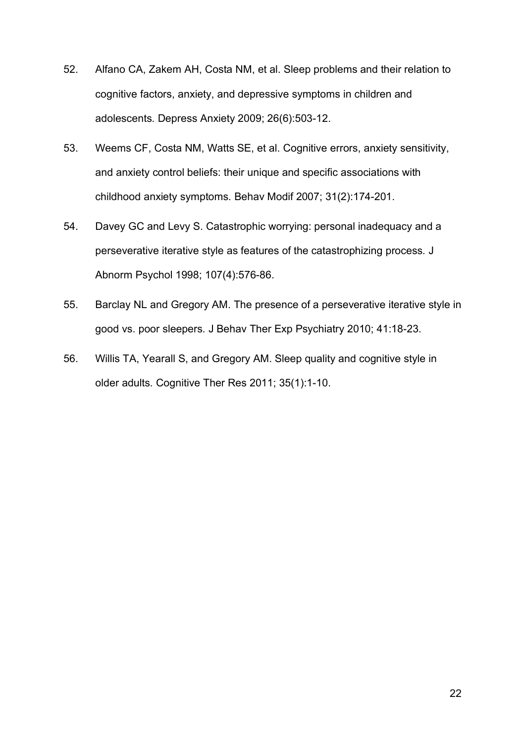52. Alfano CA, Zakem AH, Costa NM, et al. Sleep problems and their relation to cognitive factors, anxiety, and depressive symptoms in children and adolescents. Depress Anxiety 2009; 26(6):503-12.

53. Weems CF, Costa NM, Watts SE, et al. Cognitive errors, anxiety sensitivity, and anxiety control beliefs: their unique and specific associations with childhood anxiety symptoms. Behav Modif 2007; 31(2):174-201.

54. Davey GC and Levy S. Catastrophic worrying: personal inadequacy and a perseverative iterative style as features of the catastrophizing process. J Abnorm Psychol 1998; 107(4):576-86.

55. Barclay NL and Gregory AM. The presence of a perseverative iterative style in good vs. poor sleepers. J Behav Ther Exp Psychiatry 2010; 41:18-23.

56. Willis TA, Yearall S, and Gregory AM. Sleep quality and cognitive style in older adults. Cognitive Ther Res 2011; 35(1):1-10.